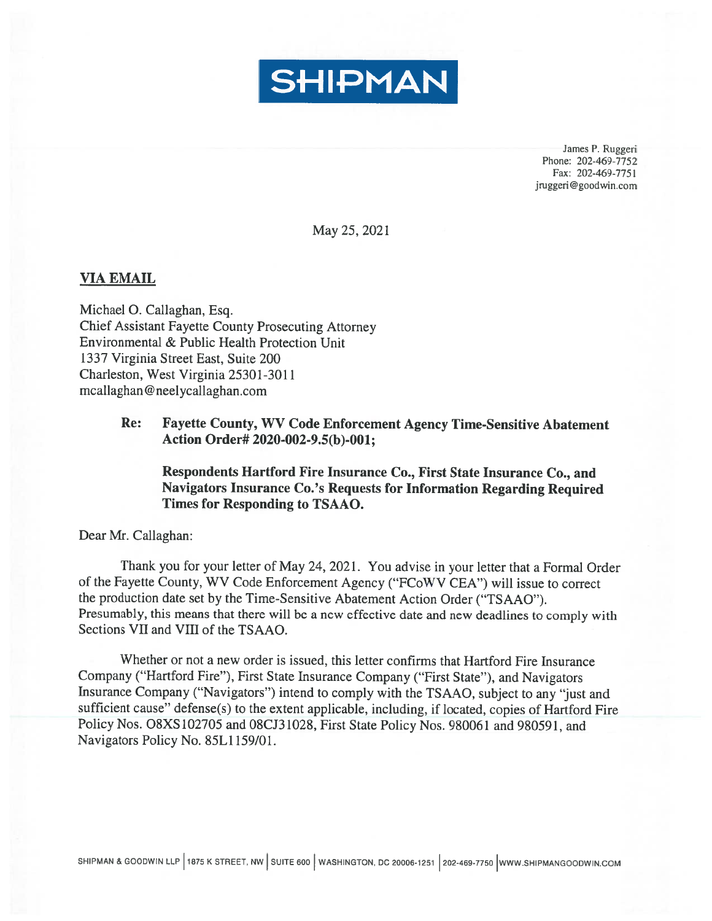# SHIPMAN

James P. Ruggeri
Phone: 202-469-7752
Fax: 202-469-7751
jruggeri@goodwin.com

May 25, 2021

**VIA EMAIL**

Michael O. Callaghan, Esq.
Chief Assistant Fayette County Prosecuting Attorney
Environmental & Public Health Protection Unit
1337 Virginia Street East, Suite 200
Charleston, West Virginia 25301-3011
mcallaghan@neelycallaghan.com

**Re: Fayette County, WV Code Enforcement Agency Time-Sensitive Abatement Action Order# 2020-002-9.5(b)-001;**

**Respondents Hartford Fire Insurance Co., First State Insurance Co., and Navigators Insurance Co.'s Requests for Information Regarding Required Times for Responding to TSAAO.**

Dear Mr. Callaghan:

Thank you for your letter of May 24, 2021. You advise in your letter that a Formal Order of the Fayette County, WV Code Enforcement Agency ("FCoWV CEA") will issue to correct the production date set by the Time-Sensitive Abatement Action Order ("TSAAO"). Presumably, this means that there will be a new effective date and new deadlines to comply with Sections VII and VIII of the TSAAO.

Whether or not a new order is issued, this letter confirms that Hartford Fire Insurance Company ("Hartford Fire"), First State Insurance Company ("First State"), and Navigators Insurance Company ("Navigators") intend to comply with the TSAAO, subject to any "just and sufficient cause" defense(s) to the extent applicable, including, if located, copies of Hartford Fire Policy Nos. O8XS102705 and 08CJ31028, First State Policy Nos. 980061 and 980591, and Navigators Policy No. 85L1159/01.

SHIPMAN & GOODWIN LLP | 1875 K STREET, NW | SUITE 600 | WASHINGTON, DC 20006-1251 | 202-469-7750 | WWW.SHIPMANGOODWIN.COM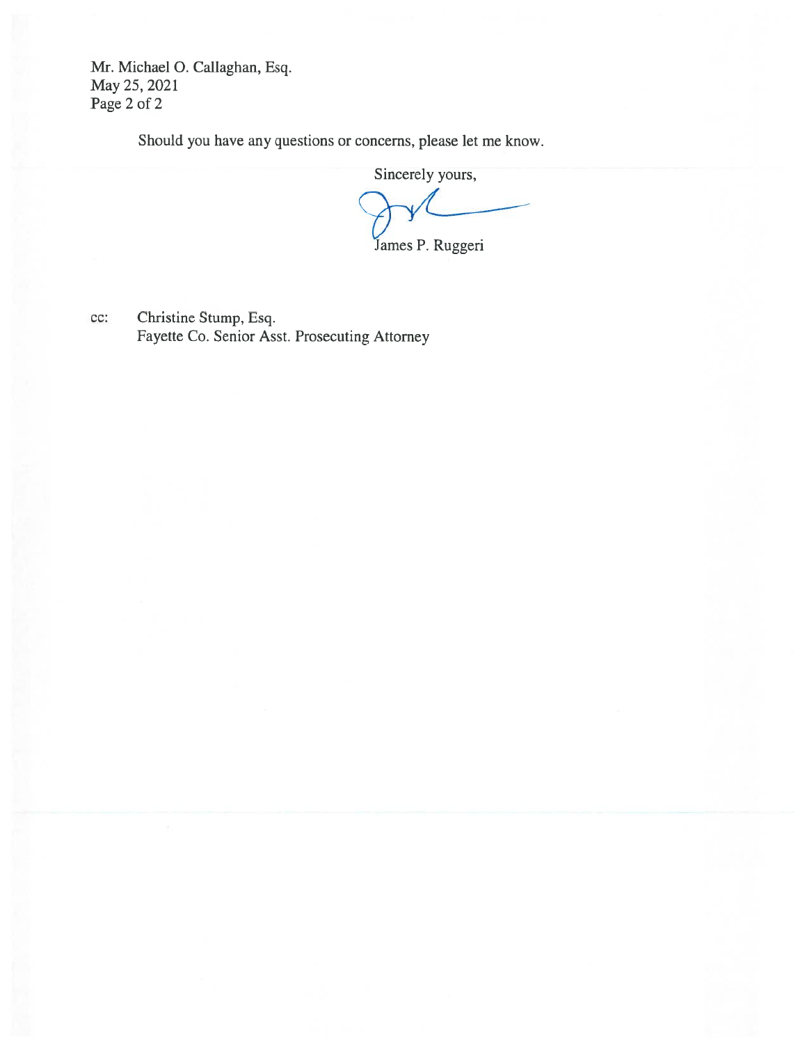Mr. Michael O. Callaghan, Esq.
May 25, 2021

Should you have any questions or concerns, please let me know.

Sincerely yours,

James P. Ruggeri

cc: Christine Stump, Esq.
Fayette Co. Senior Asst. Prosecuting Attorney